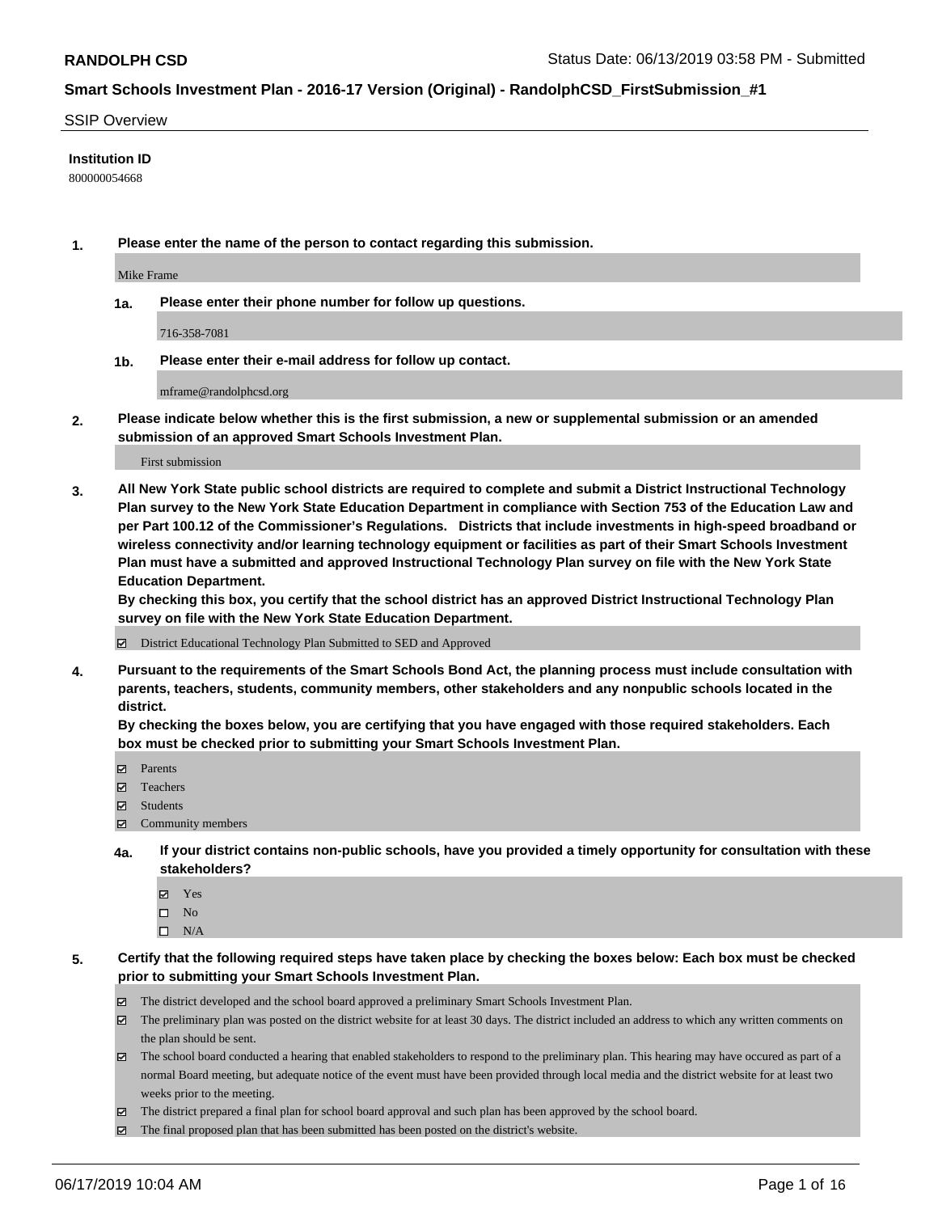**RANDOLPH CSD**

Status Date: 06/13/2019 03:58 PM - Submitted

## Smart Schools Investment Plan - 2016-17 Version (Original) - RandolphCSD_FirstSubmission_#1

SSIP Overview

**Institution ID**

800000054668

**1. Please enter the name of the person to contact regarding this submission.**

Mike Frame

**1a. Please enter their phone number for follow up questions.**

716-358-7081

**1b. Please enter their e-mail address for follow up contact.**

mframe@randolphcsd.org

**2. Please indicate below whether this is the first submission, a new or supplemental submission or an amended submission of an approved Smart Schools Investment Plan.**

First submission

**3. All New York State public school districts are required to complete and submit a District Instructional Technology Plan survey to the New York State Education Department in compliance with Section 753 of the Education Law and per Part 100.12 of the Commissioner's Regulations. Districts that include investments in high-speed broadband or wireless connectivity and/or learning technology equipment or facilities as part of their Smart Schools Investment Plan must have a submitted and approved Instructional Technology Plan survey on file with the New York State Education Department.**
**By checking this box, you certify that the school district has an approved District Instructional Technology Plan survey on file with the New York State Education Department.**

☑ District Educational Technology Plan Submitted to SED and Approved

**4. Pursuant to the requirements of the Smart Schools Bond Act, the planning process must include consultation with parents, teachers, students, community members, other stakeholders and any nonpublic schools located in the district.**
**By checking the boxes below, you are certifying that you have engaged with those required stakeholders. Each box must be checked prior to submitting your Smart Schools Investment Plan.**

☑ Parents
☑ Teachers
☑ Students
☑ Community members

**4a. If your district contains non-public schools, have you provided a timely opportunity for consultation with these stakeholders?**

☑ Yes
☐ No
☐ N/A

**5. Certify that the following required steps have taken place by checking the boxes below: Each box must be checked prior to submitting your Smart Schools Investment Plan.**

☑ The district developed and the school board approved a preliminary Smart Schools Investment Plan.
☑ The preliminary plan was posted on the district website for at least 30 days. The district included an address to which any written comments on the plan should be sent.
☑ The school board conducted a hearing that enabled stakeholders to respond to the preliminary plan. This hearing may have occured as part of a normal Board meeting, but adequate notice of the event must have been provided through local media and the district website for at least two weeks prior to the meeting.
☑ The district prepared a final plan for school board approval and such plan has been approved by the school board.
☑ The final proposed plan that has been submitted has been posted on the district's website.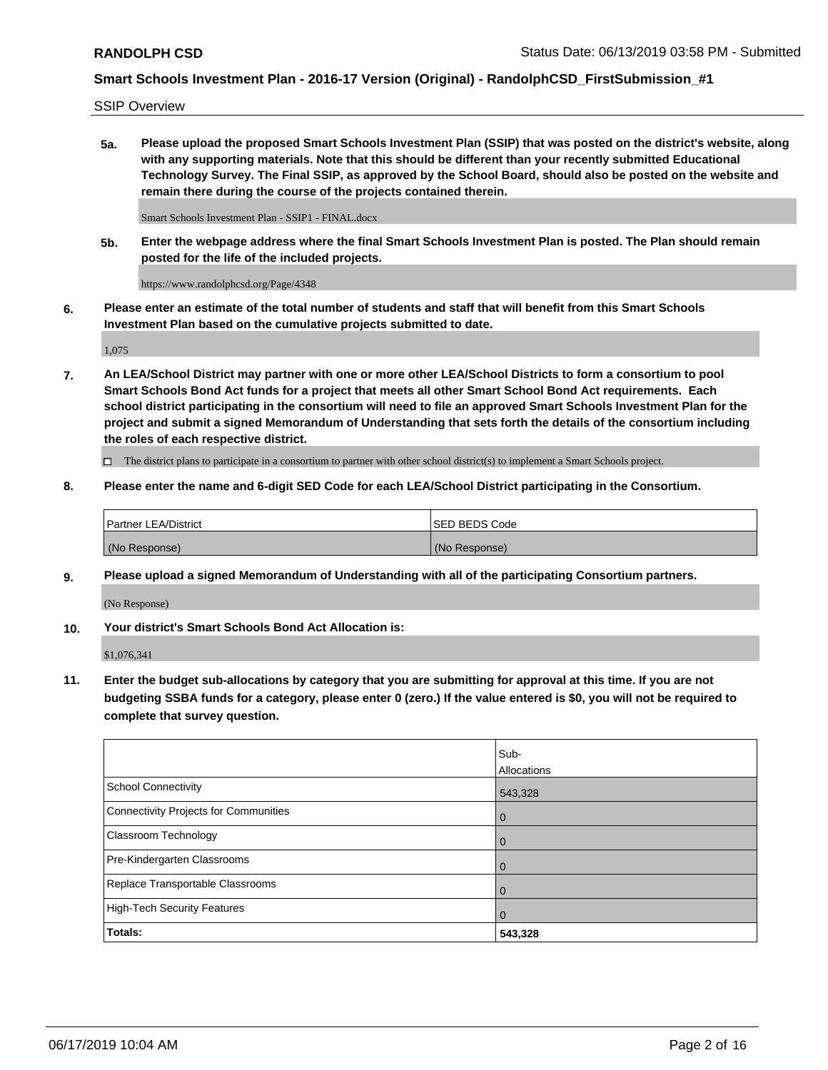SSIP Overview

**5a. Please upload the proposed Smart Schools Investment Plan (SSIP) that was posted on the district's website, along with any supporting materials. Note that this should be different than your recently submitted Educational Technology Survey. The Final SSIP, as approved by the School Board, should also be posted on the website and remain there during the course of the projects contained therein.**

Smart Schools Investment Plan - SSIP1 - FINAL.docx

**5b. Enter the webpage address where the final Smart Schools Investment Plan is posted. The Plan should remain posted for the life of the included projects.**

https://www.randolphcsd.org/Page/4348

**6. Please enter an estimate of the total number of students and staff that will benefit from this Smart Schools Investment Plan based on the cumulative projects submitted to date.**

1,075

**7. An LEA/School District may partner with one or more other LEA/School Districts to form a consortium to pool Smart Schools Bond Act funds for a project that meets all other Smart School Bond Act requirements. Each school district participating in the consortium will need to file an approved Smart Schools Investment Plan for the project and submit a signed Memorandum of Understanding that sets forth the details of the consortium including the roles of each respective district.**

☐ The district plans to participate in a consortium to partner with other school district(s) to implement a Smart Schools project.

**8. Please enter the name and 6-digit SED Code for each LEA/School District participating in the Consortium.**

| Partner LEA/District | SED BEDS Code |
|---|---|
| (No Response) | (No Response) |

**9. Please upload a signed Memorandum of Understanding with all of the participating Consortium partners.**

(No Response)

**10. Your district's Smart Schools Bond Act Allocation is:**

$1,076,341

**11. Enter the budget sub-allocations by category that you are submitting for approval at this time. If you are not budgeting SSBA funds for a category, please enter 0 (zero.) If the value entered is $0, you will not be required to complete that survey question.**

| | Sub-Allocations |
|---|---|
| School Connectivity | 543,328 |
| Connectivity Projects for Communities | 0 |
| Classroom Technology | 0 |
| Pre-Kindergarten Classrooms | 0 |
| Replace Transportable Classrooms | 0 |
| High-Tech Security Features | 0 |
| **Totals:** | **543,328** |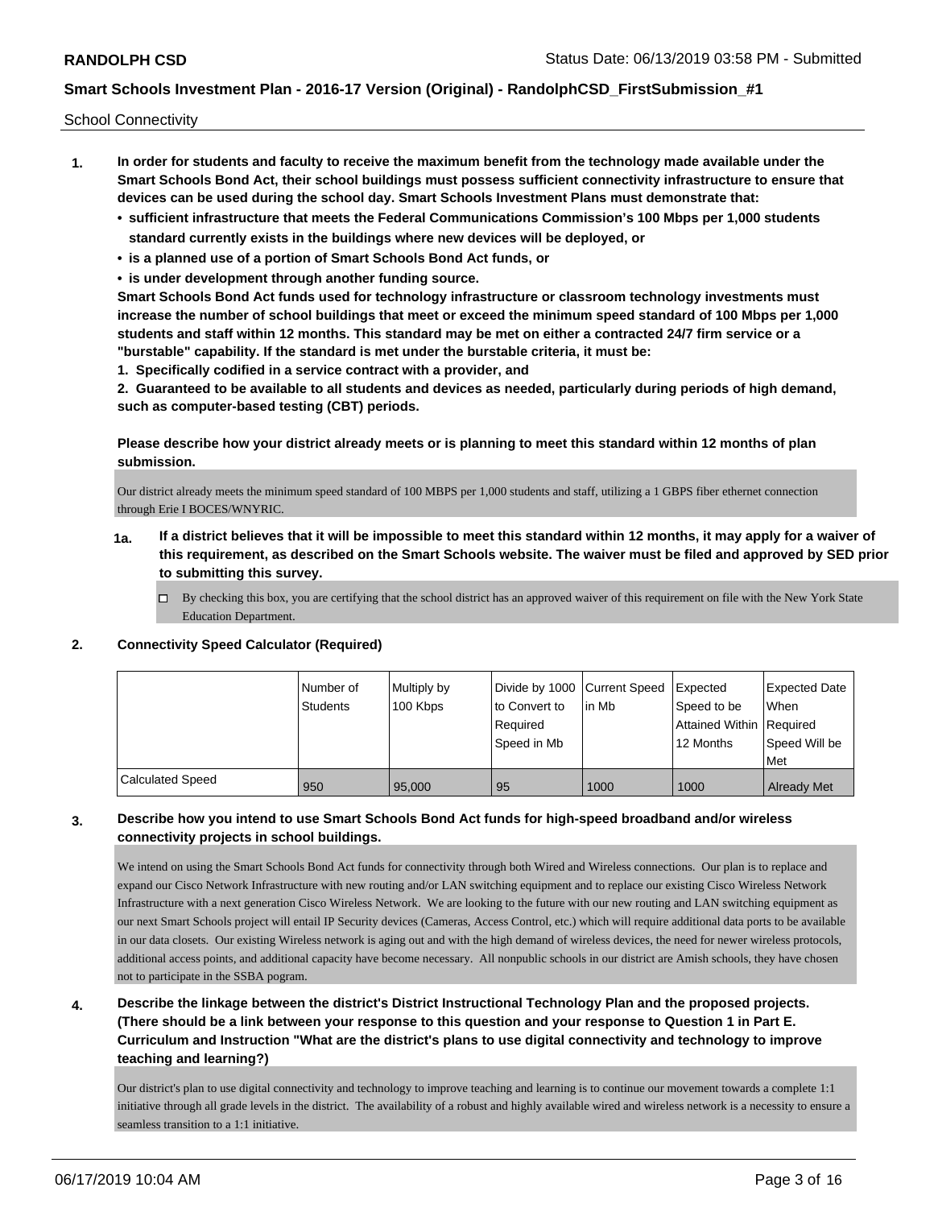School Connectivity

1. **In order for students and faculty to receive the maximum benefit from the technology made available under the Smart Schools Bond Act, their school buildings must possess sufficient connectivity infrastructure to ensure that devices can be used during the school day. Smart Schools Investment Plans must demonstrate that:**
   - **sufficient infrastructure that meets the Federal Communications Commission's 100 Mbps per 1,000 students standard currently exists in the buildings where new devices will be deployed, or**
   - **is a planned use of a portion of Smart Schools Bond Act funds, or**
   - **is under development through another funding source.**

   **Smart Schools Bond Act funds used for technology infrastructure or classroom technology investments must increase the number of school buildings that meet or exceed the minimum speed standard of 100 Mbps per 1,000 students and staff within 12 months. This standard may be met on either a contracted 24/7 firm service or a "burstable" capability. If the standard is met under the burstable criteria, it must be:**

   **1. Specifically codified in a service contract with a provider, and**

   **2. Guaranteed to be available to all students and devices as needed, particularly during periods of high demand, such as computer-based testing (CBT) periods.**

   **Please describe how your district already meets or is planning to meet this standard within 12 months of plan submission.**

   Our district already meets the minimum speed standard of 100 MBPS per 1,000 students and staff, utilizing a 1 GBPS fiber ethernet connection through Erie I BOCES/WNYRIC.

   **1a. If a district believes that it will be impossible to meet this standard within 12 months, it may apply for a waiver of this requirement, as described on the Smart Schools website. The waiver must be filed and approved by SED prior to submitting this survey.**

   - [ ] By checking this box, you are certifying that the school district has an approved waiver of this requirement on file with the New York State Education Department.

2. **Connectivity Speed Calculator (Required)**

| | Number of Students | Multiply by 100 Kbps | Divide by 1000 to Convert to Required Speed in Mb | Current Speed in Mb | Expected Speed to be Attained Within 12 Months | Expected Date When Required Speed Will be Met |
|---|---|---|---|---|---|---|
| Calculated Speed | 950 | 95,000 | 95 | 1000 | 1000 | Already Met |

3. **Describe how you intend to use Smart Schools Bond Act funds for high-speed broadband and/or wireless connectivity projects in school buildings.**

   We intend on using the Smart Schools Bond Act funds for connectivity through both Wired and Wireless connections. Our plan is to replace and expand our Cisco Network Infrastructure with new routing and/or LAN switching equipment and to replace our existing Cisco Wireless Network Infrastructure with a next generation Cisco Wireless Network. We are looking to the future with our new routing and LAN switching equipment as our next Smart Schools project will entail IP Security devices (Cameras, Access Control, etc.) which will require additional data ports to be available in our data closets. Our existing Wireless network is aging out and with the high demand of wireless devices, the need for newer wireless protocols, additional access points, and additional capacity have become necessary. All nonpublic schools in our district are Amish schools, they have chosen not to participate in the SSBA pogram.

4. **Describe the linkage between the district's District Instructional Technology Plan and the proposed projects. (There should be a link between your response to this question and your response to Question 1 in Part E. Curriculum and Instruction "What are the district's plans to use digital connectivity and technology to improve teaching and learning?)**

   Our district's plan to use digital connectivity and technology to improve teaching and learning is to continue our movement towards a complete 1:1 initiative through all grade levels in the district. The availability of a robust and highly available wired and wireless network is a necessity to ensure a seamless transition to a 1:1 initiative.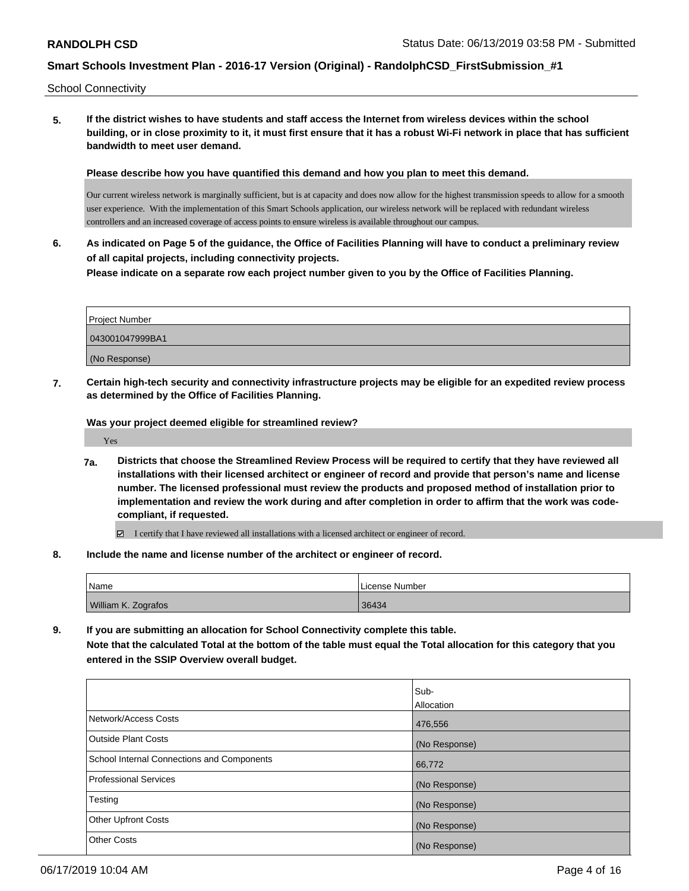School Connectivity

**5. If the district wishes to have students and staff access the Internet from wireless devices within the school building, or in close proximity to it, it must first ensure that it has a robust Wi-Fi network in place that has sufficient bandwidth to meet user demand.**

**Please describe how you have quantified this demand and how you plan to meet this demand.**

Our current wireless network is marginally sufficient, but is at capacity and does now allow for the highest transmission speeds to allow for a smooth user experience. With the implementation of this Smart Schools application, our wireless network will be replaced with redundant wireless controllers and an increased coverage of access points to ensure wireless is available throughout our campus.

**6. As indicated on Page 5 of the guidance, the Office of Facilities Planning will have to conduct a preliminary review of all capital projects, including connectivity projects.**

**Please indicate on a separate row each project number given to you by the Office of Facilities Planning.**

| Project Number |
|---|
| 043001047999BA1 |
| (No Response) |

**7. Certain high-tech security and connectivity infrastructure projects may be eligible for an expedited review process as determined by the Office of Facilities Planning.**

**Was your project deemed eligible for streamlined review?**

Yes

**7a. Districts that choose the Streamlined Review Process will be required to certify that they have reviewed all installations with their licensed architect or engineer of record and provide that person's name and license number. The licensed professional must review the products and proposed method of installation prior to implementation and review the work during and after completion in order to affirm that the work was code-compliant, if requested.**

☑ I certify that I have reviewed all installations with a licensed architect or engineer of record.

**8. Include the name and license number of the architect or engineer of record.**

| Name | License Number |
|---|---|
| William K. Zografos | 36434 |

**9. If you are submitting an allocation for School Connectivity complete this table.**
**Note that the calculated Total at the bottom of the table must equal the Total allocation for this category that you entered in the SSIP Overview overall budget.**

| | Sub-Allocation |
|---|---|
| Network/Access Costs | 476,556 |
| Outside Plant Costs | (No Response) |
| School Internal Connections and Components | 66,772 |
| Professional Services | (No Response) |
| Testing | (No Response) |
| Other Upfront Costs | (No Response) |
| Other Costs | (No Response) |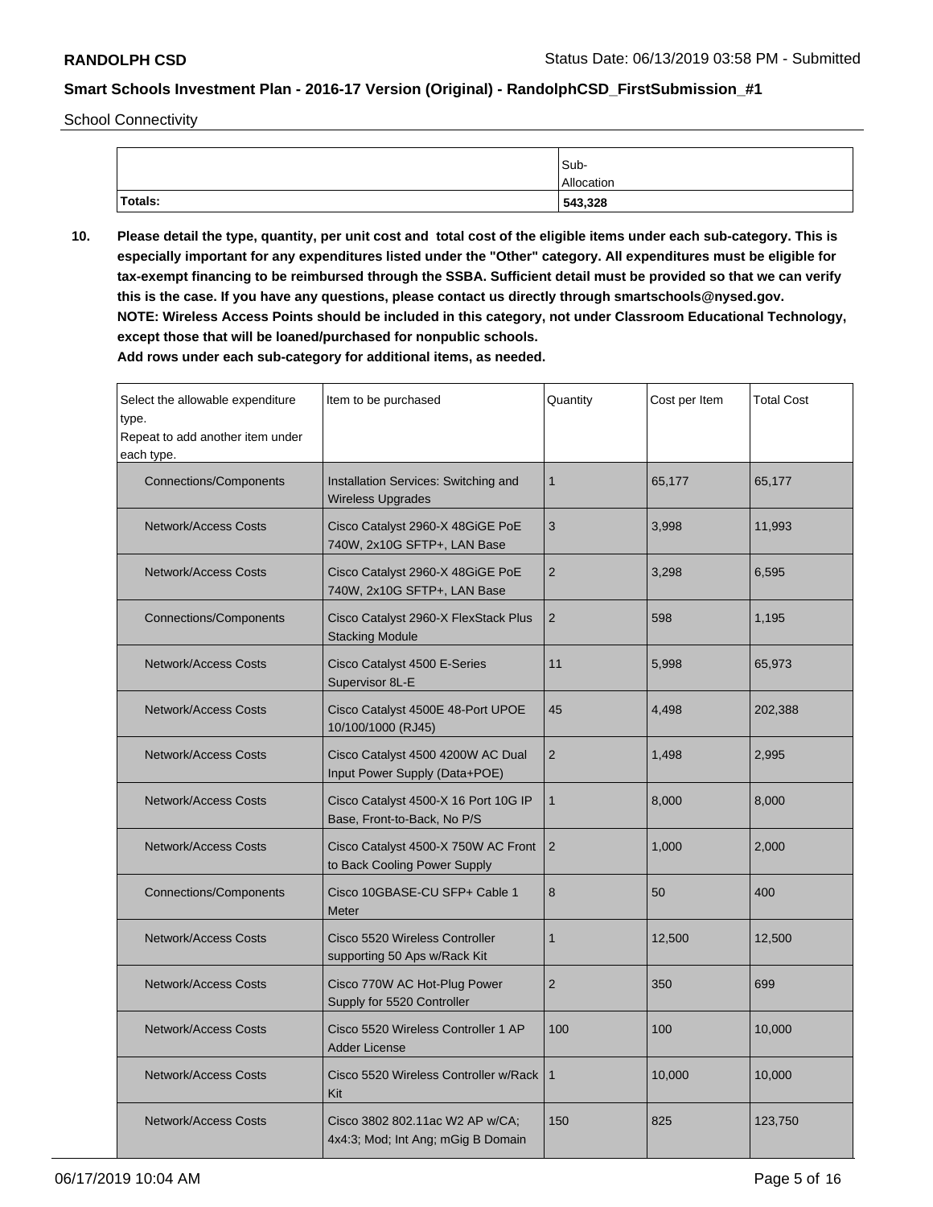School Connectivity

| | Sub-Allocation |
|---|---|
| **Totals:** | **543,328** |

**10. Please detail the type, quantity, per unit cost and total cost of the eligible items under each sub-category. This is especially important for any expenditures listed under the "Other" category. All expenditures must be eligible for tax-exempt financing to be reimbursed through the SSBA. Sufficient detail must be provided so that we can verify this is the case. If you have any questions, please contact us directly through smartschools@nysed.gov.**
**NOTE: Wireless Access Points should be included in this category, not under Classroom Educational Technology, except those that will be loaned/purchased for nonpublic schools.**
**Add rows under each sub-category for additional items, as needed.**

| Select the allowable expenditure type. Repeat to add another item under each type. | Item to be purchased | Quantity | Cost per Item | Total Cost |
|---|---|---|---|---|
| Connections/Components | Installation Services: Switching and Wireless Upgrades | 1 | 65,177 | 65,177 |
| Network/Access Costs | Cisco Catalyst 2960-X 48GiGE PoE 740W, 2x10G SFTP+, LAN Base | 3 | 3,998 | 11,993 |
| Network/Access Costs | Cisco Catalyst 2960-X 48GiGE PoE 740W, 2x10G SFTP+, LAN Base | 2 | 3,298 | 6,595 |
| Connections/Components | Cisco Catalyst 2960-X FlexStack Plus Stacking Module | 2 | 598 | 1,195 |
| Network/Access Costs | Cisco Catalyst 4500 E-Series Supervisor 8L-E | 11 | 5,998 | 65,973 |
| Network/Access Costs | Cisco Catalyst 4500E 48-Port UPOE 10/100/1000 (RJ45) | 45 | 4,498 | 202,388 |
| Network/Access Costs | Cisco Catalyst 4500 4200W AC Dual Input Power Supply (Data+POE) | 2 | 1,498 | 2,995 |
| Network/Access Costs | Cisco Catalyst 4500-X 16 Port 10G IP Base, Front-to-Back, No P/S | 1 | 8,000 | 8,000 |
| Network/Access Costs | Cisco Catalyst 4500-X 750W AC Front to Back Cooling Power Supply | 2 | 1,000 | 2,000 |
| Connections/Components | Cisco 10GBASE-CU SFP+ Cable 1 Meter | 8 | 50 | 400 |
| Network/Access Costs | Cisco 5520 Wireless Controller supporting 50 Aps w/Rack Kit | 1 | 12,500 | 12,500 |
| Network/Access Costs | Cisco 770W AC Hot-Plug Power Supply for 5520 Controller | 2 | 350 | 699 |
| Network/Access Costs | Cisco 5520 Wireless Controller 1 AP Adder License | 100 | 100 | 10,000 |
| Network/Access Costs | Cisco 5520 Wireless Controller w/Rack Kit | 1 | 10,000 | 10,000 |
| Network/Access Costs | Cisco 3802 802.11ac W2 AP w/CA; 4x4:3; Mod; Int Ang; mGig B Domain | 150 | 825 | 123,750 |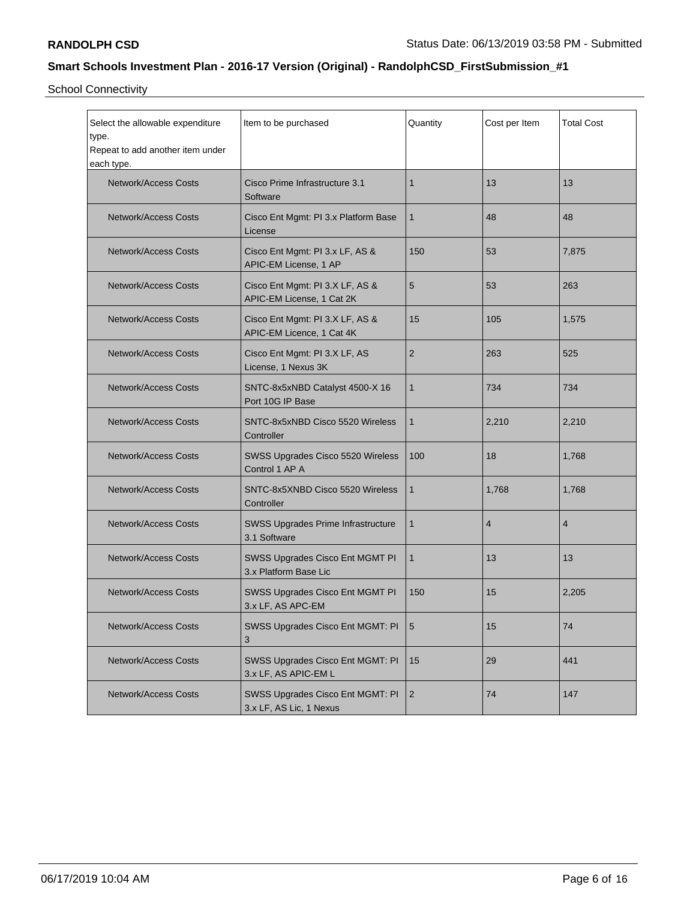**RANDOLPH CSD** Status Date: 06/13/2019 03:58 PM - Submitted

**Smart Schools Investment Plan - 2016-17 Version (Original) - RandolphCSD_FirstSubmission_#1**

School Connectivity

| Select the allowable expenditure type. Repeat to add another item under each type. | Item to be purchased | Quantity | Cost per Item | Total Cost |
|---|---|---|---|---|
| Network/Access Costs | Cisco Prime Infrastructure 3.1 Software | 1 | 13 | 13 |
| Network/Access Costs | Cisco Ent Mgmt: PI 3.x Platform Base License | 1 | 48 | 48 |
| Network/Access Costs | Cisco Ent Mgmt: PI 3.x LF, AS & APIC-EM License, 1 AP | 150 | 53 | 7,875 |
| Network/Access Costs | Cisco Ent Mgmt: PI 3.X LF, AS & APIC-EM License, 1 Cat 2K | 5 | 53 | 263 |
| Network/Access Costs | Cisco Ent Mgmt: PI 3.X LF, AS & APIC-EM Licence, 1 Cat 4K | 15 | 105 | 1,575 |
| Network/Access Costs | Cisco Ent Mgmt: PI 3.X LF, AS License, 1 Nexus 3K | 2 | 263 | 525 |
| Network/Access Costs | SNTC-8x5xNBD Catalyst 4500-X 16 Port 10G IP Base | 1 | 734 | 734 |
| Network/Access Costs | SNTC-8x5xNBD Cisco 5520 Wireless Controller | 1 | 2,210 | 2,210 |
| Network/Access Costs | SWSS Upgrades Cisco 5520 Wireless Control 1 AP A | 100 | 18 | 1,768 |
| Network/Access Costs | SNTC-8x5XNBD Cisco 5520 Wireless Controller | 1 | 1,768 | 1,768 |
| Network/Access Costs | SWSS Upgrades Prime Infrastructure 3.1 Software | 1 | 4 | 4 |
| Network/Access Costs | SWSS Upgrades Cisco Ent MGMT PI 3.x Platform Base Lic | 1 | 13 | 13 |
| Network/Access Costs | SWSS Upgrades Cisco Ent MGMT PI 3.x LF, AS APC-EM | 150 | 15 | 2,205 |
| Network/Access Costs | SWSS Upgrades Cisco Ent MGMT: PI 3 | 5 | 15 | 74 |
| Network/Access Costs | SWSS Upgrades Cisco Ent MGMT: PI 3.x LF, AS APIC-EM L | 15 | 29 | 441 |
| Network/Access Costs | SWSS Upgrades Cisco Ent MGMT: PI 3.x LF, AS Lic, 1 Nexus | 2 | 74 | 147 |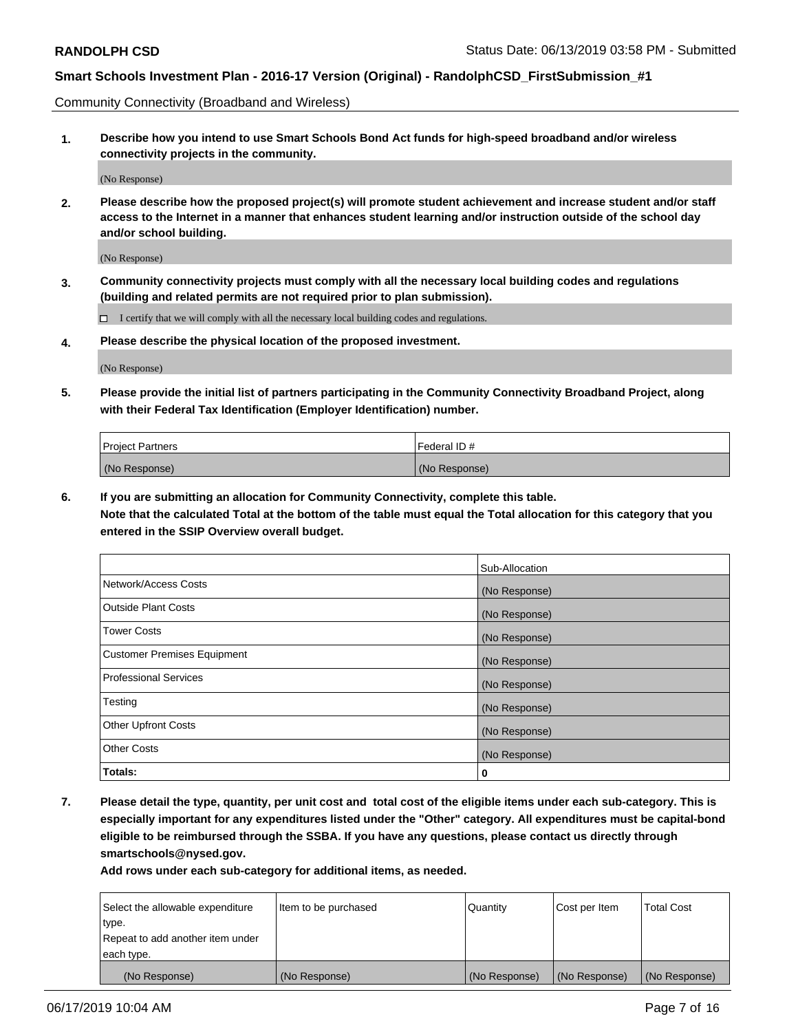Community Connectivity (Broadband and Wireless)

**1. Describe how you intend to use Smart Schools Bond Act funds for high-speed broadband and/or wireless connectivity projects in the community.**

(No Response)

**2. Please describe how the proposed project(s) will promote student achievement and increase student and/or staff access to the Internet in a manner that enhances student learning and/or instruction outside of the school day and/or school building.**

(No Response)

**3. Community connectivity projects must comply with all the necessary local building codes and regulations (building and related permits are not required prior to plan submission).**

☐ I certify that we will comply with all the necessary local building codes and regulations.

**4. Please describe the physical location of the proposed investment.**

(No Response)

**5. Please provide the initial list of partners participating in the Community Connectivity Broadband Project, along with their Federal Tax Identification (Employer Identification) number.**

| Project Partners | Federal ID # |
| --- | --- |
| (No Response) | (No Response) |

**6. If you are submitting an allocation for Community Connectivity, complete this table. Note that the calculated Total at the bottom of the table must equal the Total allocation for this category that you entered in the SSIP Overview overall budget.**

| | Sub-Allocation |
| --- | --- |
| Network/Access Costs | (No Response) |
| Outside Plant Costs | (No Response) |
| Tower Costs | (No Response) |
| Customer Premises Equipment | (No Response) |
| Professional Services | (No Response) |
| Testing | (No Response) |
| Other Upfront Costs | (No Response) |
| Other Costs | (No Response) |
| **Totals:** | **0** |

**7. Please detail the type, quantity, per unit cost and total cost of the eligible items under each sub-category. This is especially important for any expenditures listed under the "Other" category. All expenditures must be capital-bond eligible to be reimbursed through the SSBA. If you have any questions, please contact us directly through smartschools@nysed.gov.**

**Add rows under each sub-category for additional items, as needed.**

| Select the allowable expenditure type. Repeat to add another item under each type. | Item to be purchased | Quantity | Cost per Item | Total Cost |
| --- | --- | --- | --- | --- |
| (No Response) | (No Response) | (No Response) | (No Response) | (No Response) |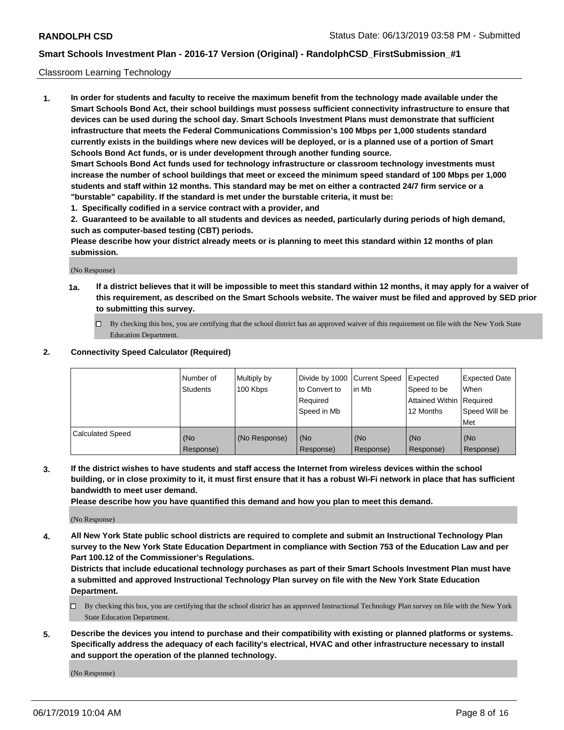Classroom Learning Technology

**1. In order for students and faculty to receive the maximum benefit from the technology made available under the Smart Schools Bond Act, their school buildings must possess sufficient connectivity infrastructure to ensure that devices can be used during the school day. Smart Schools Investment Plans must demonstrate that sufficient infrastructure that meets the Federal Communications Commission's 100 Mbps per 1,000 students standard currently exists in the buildings where new devices will be deployed, or is a planned use of a portion of Smart Schools Bond Act funds, or is under development through another funding source.**

**Smart Schools Bond Act funds used for technology infrastructure or classroom technology investments must increase the number of school buildings that meet or exceed the minimum speed standard of 100 Mbps per 1,000 students and staff within 12 months. This standard may be met on either a contracted 24/7 firm service or a "burstable" capability. If the standard is met under the burstable criteria, it must be:**

**1. Specifically codified in a service contract with a provider, and**

**2. Guaranteed to be available to all students and devices as needed, particularly during periods of high demand, such as computer-based testing (CBT) periods.**

**Please describe how your district already meets or is planning to meet this standard within 12 months of plan submission.**

(No Response)

**1a. If a district believes that it will be impossible to meet this standard within 12 months, it may apply for a waiver of this requirement, as described on the Smart Schools website. The waiver must be filed and approved by SED prior to submitting this survey.**

☐ By checking this box, you are certifying that the school district has an approved waiver of this requirement on file with the New York State Education Department.

**2. Connectivity Speed Calculator (Required)**

| | Number of Students | Multiply by 100 Kbps | Divide by 1000 to Convert to Required Speed in Mb | Current Speed in Mb | Expected Speed to be Attained Within 12 Months | Expected Date When Required Speed Will be Met |
|---|---|---|---|---|---|---|
| Calculated Speed | (No Response) | (No Response) | (No Response) | (No Response) | (No Response) | (No Response) |

**3. If the district wishes to have students and staff access the Internet from wireless devices within the school building, or in close proximity to it, it must first ensure that it has a robust Wi-Fi network in place that has sufficient bandwidth to meet user demand.**

**Please describe how you have quantified this demand and how you plan to meet this demand.**

(No Response)

**4. All New York State public school districts are required to complete and submit an Instructional Technology Plan survey to the New York State Education Department in compliance with Section 753 of the Education Law and per Part 100.12 of the Commissioner's Regulations.**

**Districts that include educational technology purchases as part of their Smart Schools Investment Plan must have a submitted and approved Instructional Technology Plan survey on file with the New York State Education Department.**

☐ By checking this box, you are certifying that the school district has an approved Instructional Technology Plan survey on file with the New York State Education Department.

**5. Describe the devices you intend to purchase and their compatibility with existing or planned platforms or systems. Specifically address the adequacy of each facility's electrical, HVAC and other infrastructure necessary to install and support the operation of the planned technology.**

(No Response)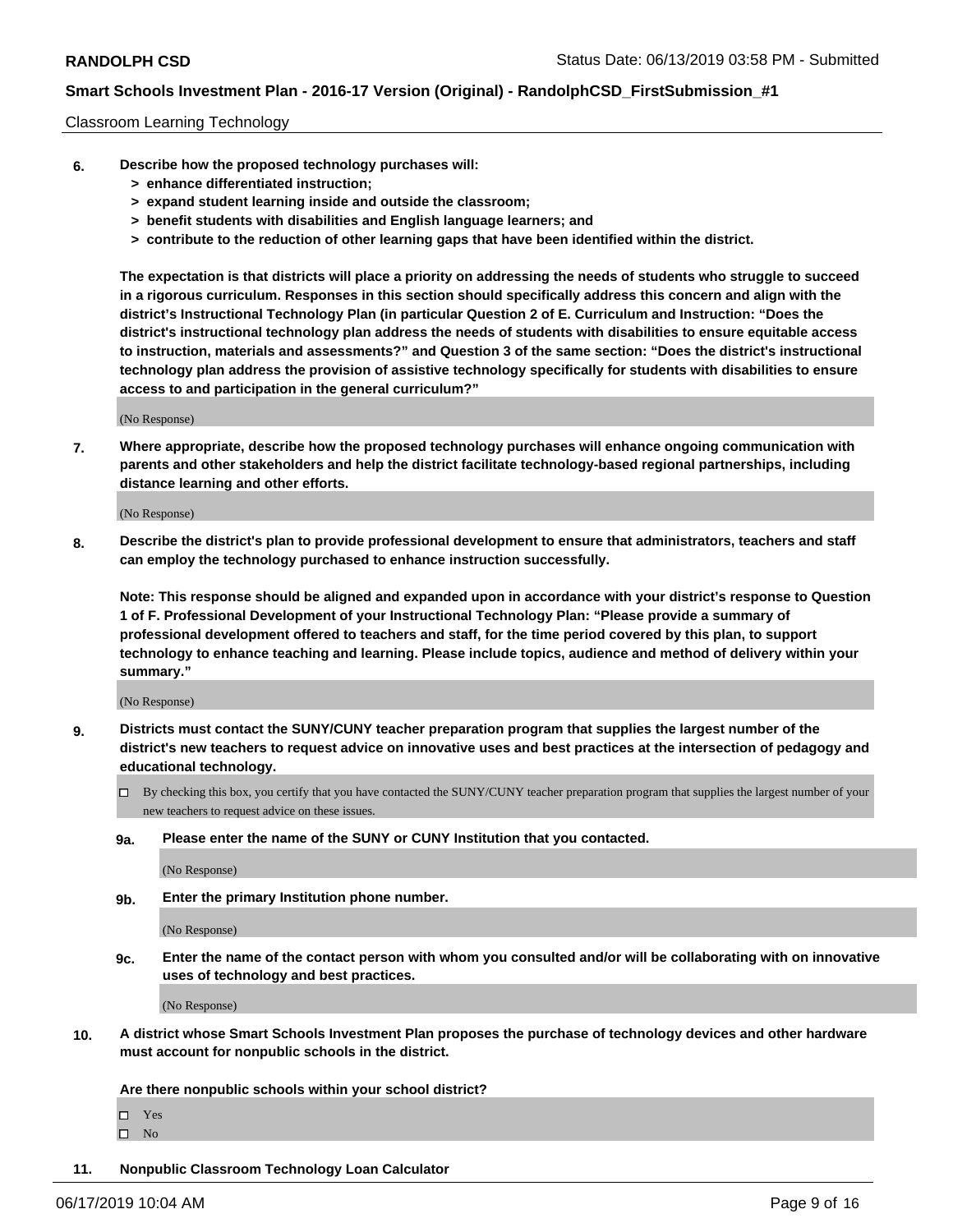Classroom Learning Technology

**6. Describe how the proposed technology purchases will:**
   **> enhance differentiated instruction;**
   **> expand student learning inside and outside the classroom;**
   **> benefit students with disabilities and English language learners; and**
   **> contribute to the reduction of other learning gaps that have been identified within the district.**

**The expectation is that districts will place a priority on addressing the needs of students who struggle to succeed in a rigorous curriculum. Responses in this section should specifically address this concern and align with the district's Instructional Technology Plan (in particular Question 2 of E. Curriculum and Instruction: "Does the district's instructional technology plan address the needs of students with disabilities to ensure equitable access to instruction, materials and assessments?" and Question 3 of the same section: "Does the district's instructional technology plan address the provision of assistive technology specifically for students with disabilities to ensure access to and participation in the general curriculum?"**

(No Response)

**7. Where appropriate, describe how the proposed technology purchases will enhance ongoing communication with parents and other stakeholders and help the district facilitate technology-based regional partnerships, including distance learning and other efforts.**

(No Response)

**8. Describe the district's plan to provide professional development to ensure that administrators, teachers and staff can employ the technology purchased to enhance instruction successfully.**

**Note: This response should be aligned and expanded upon in accordance with your district's response to Question 1 of F. Professional Development of your Instructional Technology Plan: "Please provide a summary of professional development offered to teachers and staff, for the time period covered by this plan, to support technology to enhance teaching and learning. Please include topics, audience and method of delivery within your summary."**

(No Response)

**9. Districts must contact the SUNY/CUNY teacher preparation program that supplies the largest number of the district's new teachers to request advice on innovative uses and best practices at the intersection of pedagogy and educational technology.**

☐ By checking this box, you certify that you have contacted the SUNY/CUNY teacher preparation program that supplies the largest number of your new teachers to request advice on these issues.

**9a. Please enter the name of the SUNY or CUNY Institution that you contacted.**

(No Response)

**9b. Enter the primary Institution phone number.**

(No Response)

**9c. Enter the name of the contact person with whom you consulted and/or will be collaborating with on innovative uses of technology and best practices.**

(No Response)

**10. A district whose Smart Schools Investment Plan proposes the purchase of technology devices and other hardware must account for nonpublic schools in the district.**

**Are there nonpublic schools within your school district?**

☐ Yes
☐ No

**11. Nonpublic Classroom Technology Loan Calculator**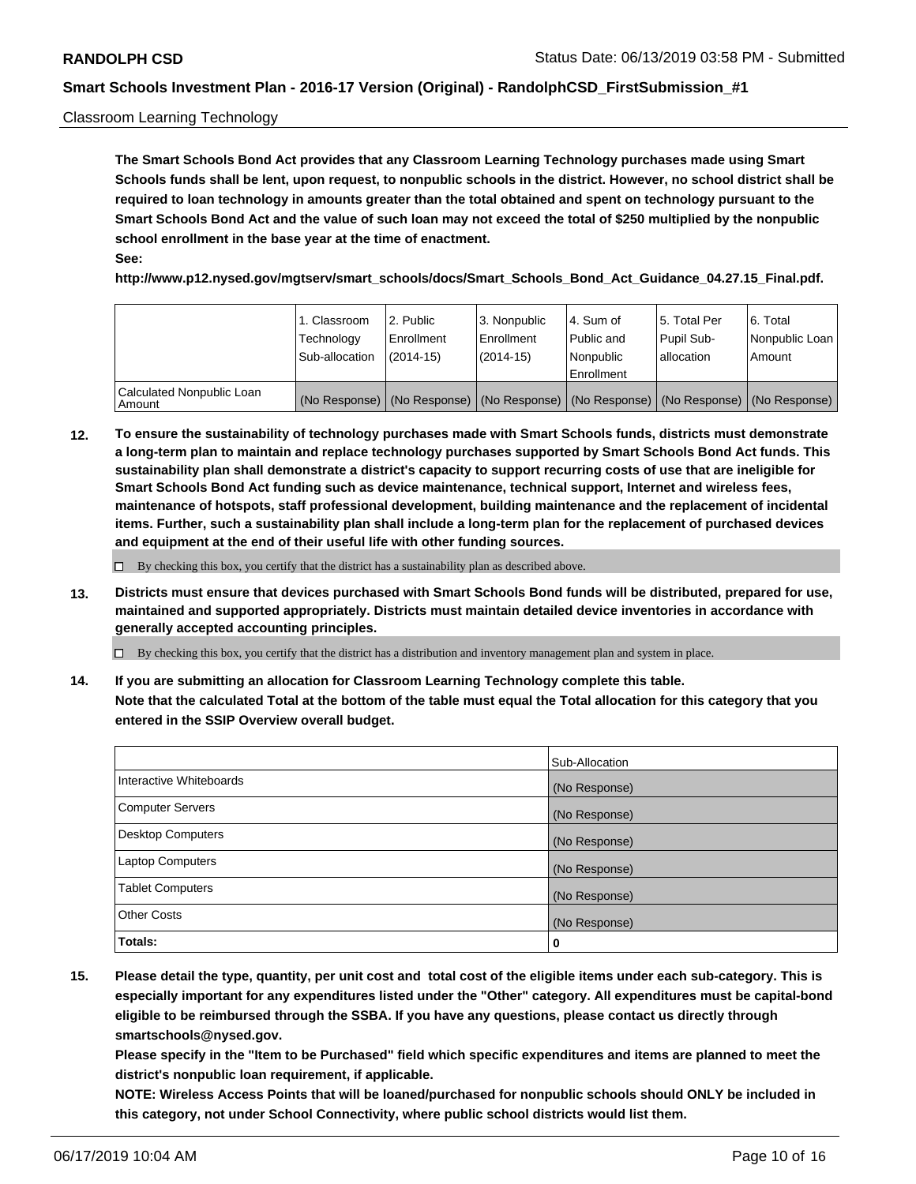Classroom Learning Technology

**The Smart Schools Bond Act provides that any Classroom Learning Technology purchases made using Smart Schools funds shall be lent, upon request, to nonpublic schools in the district. However, no school district shall be required to loan technology in amounts greater than the total obtained and spent on technology pursuant to the Smart Schools Bond Act and the value of such loan may not exceed the total of $250 multiplied by the nonpublic school enrollment in the base year at the time of enactment.**

**See:**

**http://www.p12.nysed.gov/mgtserv/smart_schools/docs/Smart_Schools_Bond_Act_Guidance_04.27.15_Final.pdf.**

| | 1. Classroom Technology Sub-allocation | 2. Public Enrollment (2014-15) | 3. Nonpublic Enrollment (2014-15) | 4. Sum of Public and Nonpublic Enrollment | 5. Total Per Pupil Sub-allocation | 6. Total Nonpublic Loan Amount |
|---|---|---|---|---|---|---|
| Calculated Nonpublic Loan Amount | (No Response) | (No Response) | (No Response) | (No Response) | (No Response) | (No Response) |

**12. To ensure the sustainability of technology purchases made with Smart Schools funds, districts must demonstrate a long-term plan to maintain and replace technology purchases supported by Smart Schools Bond Act funds. This sustainability plan shall demonstrate a district's capacity to support recurring costs of use that are ineligible for Smart Schools Bond Act funding such as device maintenance, technical support, Internet and wireless fees, maintenance of hotspots, staff professional development, building maintenance and the replacement of incidental items. Further, such a sustainability plan shall include a long-term plan for the replacement of purchased devices and equipment at the end of their useful life with other funding sources.**

☐ By checking this box, you certify that the district has a sustainability plan as described above.

**13. Districts must ensure that devices purchased with Smart Schools Bond funds will be distributed, prepared for use, maintained and supported appropriately. Districts must maintain detailed device inventories in accordance with generally accepted accounting principles.**

☐ By checking this box, you certify that the district has a distribution and inventory management plan and system in place.

**14. If you are submitting an allocation for Classroom Learning Technology complete this table.**

**Note that the calculated Total at the bottom of the table must equal the Total allocation for this category that you entered in the SSIP Overview overall budget.**

| | Sub-Allocation |
|---|---|
| Interactive Whiteboards | (No Response) |
| Computer Servers | (No Response) |
| Desktop Computers | (No Response) |
| Laptop Computers | (No Response) |
| Tablet Computers | (No Response) |
| Other Costs | (No Response) |
| **Totals:** | 0 |

**15. Please detail the type, quantity, per unit cost and total cost of the eligible items under each sub-category. This is especially important for any expenditures listed under the "Other" category. All expenditures must be capital-bond eligible to be reimbursed through the SSBA. If you have any questions, please contact us directly through smartschools@nysed.gov.**

**Please specify in the "Item to be Purchased" field which specific expenditures and items are planned to meet the district's nonpublic loan requirement, if applicable.**

**NOTE: Wireless Access Points that will be loaned/purchased for nonpublic schools should ONLY be included in this category, not under School Connectivity, where public school districts would list them.**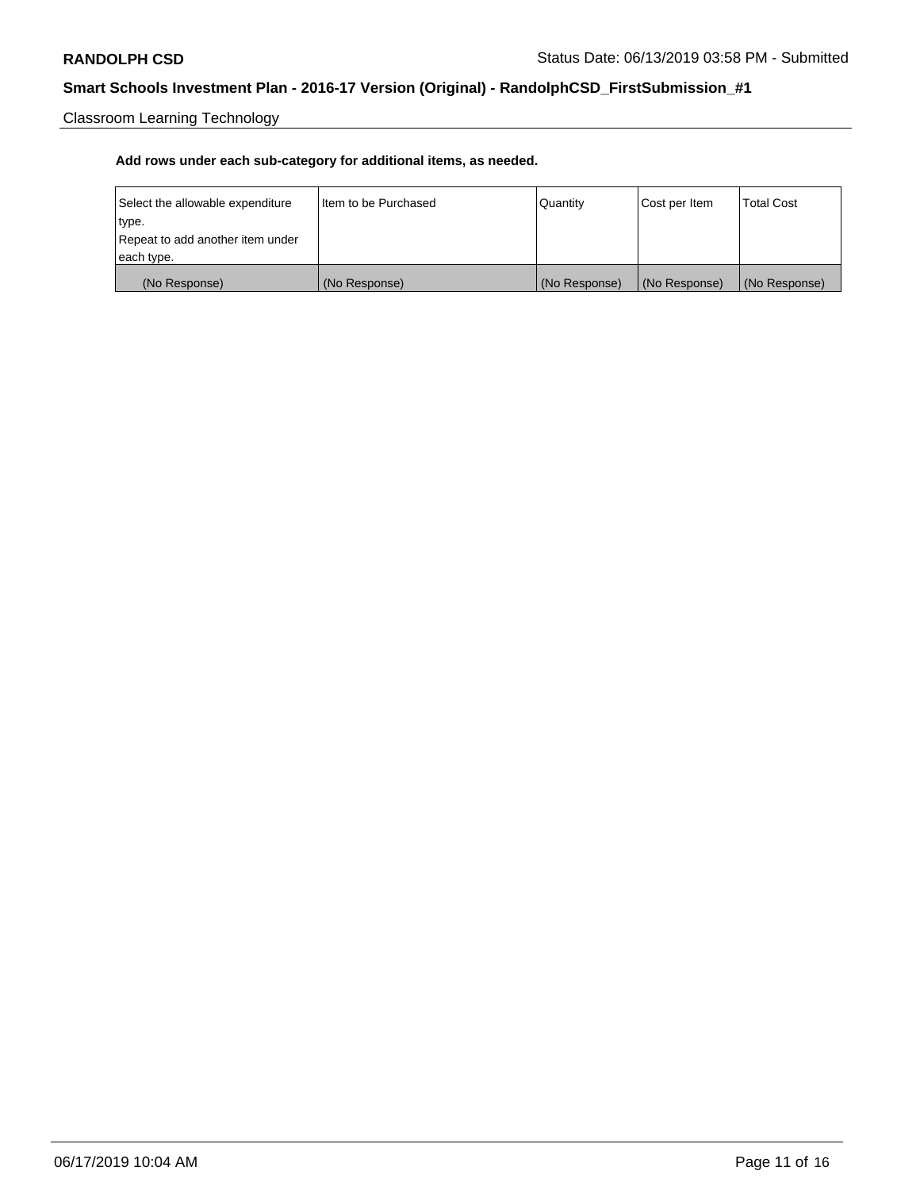Classroom Learning Technology

**Add rows under each sub-category for additional items, as needed.**

| Select the allowable expenditure type. Repeat to add another item under each type. | Item to be Purchased | Quantity | Cost per Item | Total Cost |
|---|---|---|---|---|
| (No Response) | (No Response) | (No Response) | (No Response) | (No Response) |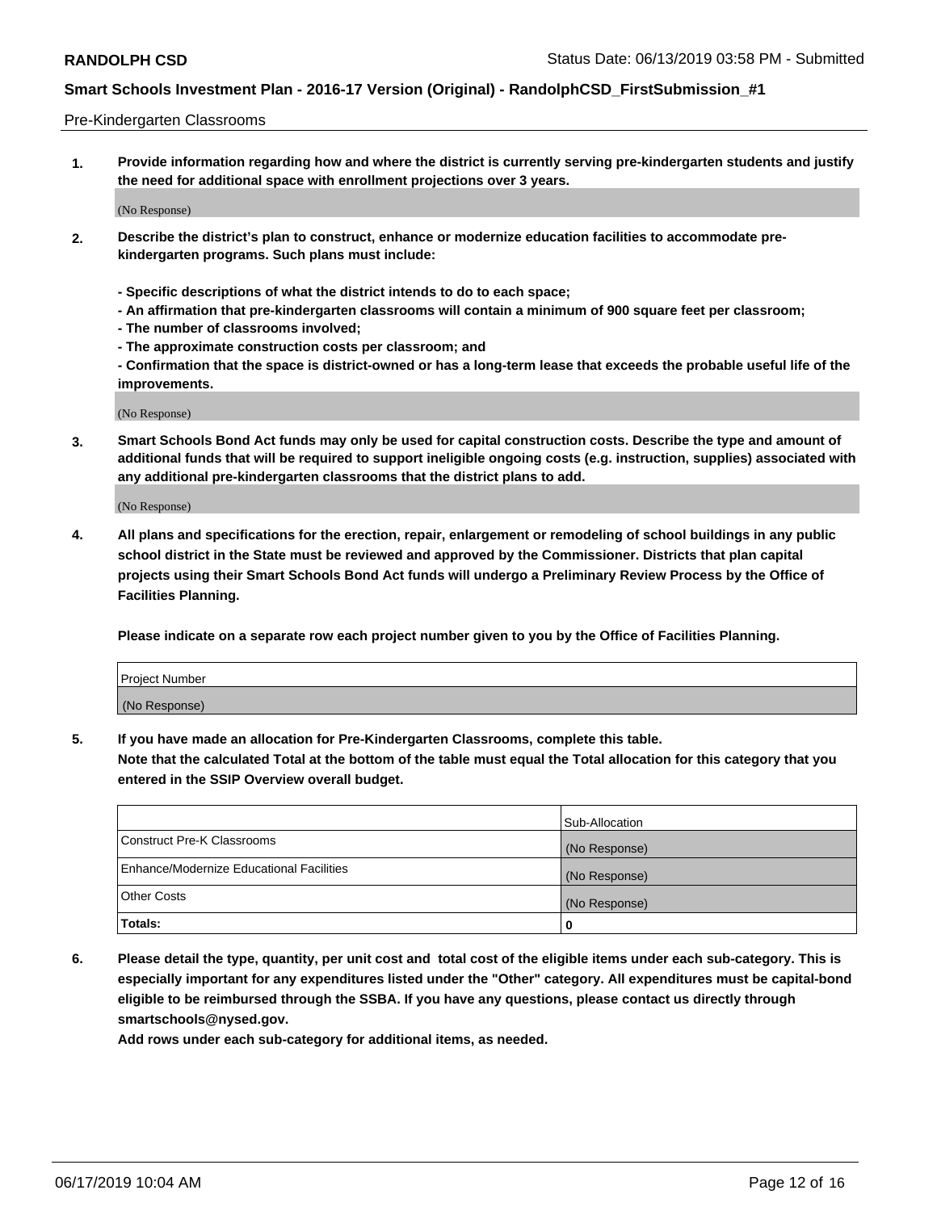Pre-Kindergarten Classrooms

1. **Provide information regarding how and where the district is currently serving pre-kindergarten students and justify the need for additional space with enrollment projections over 3 years.**

   (No Response)

2. **Describe the district's plan to construct, enhance or modernize education facilities to accommodate pre-kindergarten programs. Such plans must include:**

   **- Specific descriptions of what the district intends to do to each space;**
   **- An affirmation that pre-kindergarten classrooms will contain a minimum of 900 square feet per classroom;**
   **- The number of classrooms involved;**
   **- The approximate construction costs per classroom; and**
   **- Confirmation that the space is district-owned or has a long-term lease that exceeds the probable useful life of the improvements.**

   (No Response)

3. **Smart Schools Bond Act funds may only be used for capital construction costs. Describe the type and amount of additional funds that will be required to support ineligible ongoing costs (e.g. instruction, supplies) associated with any additional pre-kindergarten classrooms that the district plans to add.**

   (No Response)

4. **All plans and specifications for the erection, repair, enlargement or remodeling of school buildings in any public school district in the State must be reviewed and approved by the Commissioner. Districts that plan capital projects using their Smart Schools Bond Act funds will undergo a Preliminary Review Process by the Office of Facilities Planning.**

   **Please indicate on a separate row each project number given to you by the Office of Facilities Planning.**

| Project Number |
| --- |
| (No Response) |

5. **If you have made an allocation for Pre-Kindergarten Classrooms, complete this table.**
   **Note that the calculated Total at the bottom of the table must equal the Total allocation for this category that you entered in the SSIP Overview overall budget.**

| | Sub-Allocation |
| --- | --- |
| Construct Pre-K Classrooms | (No Response) |
| Enhance/Modernize Educational Facilities | (No Response) |
| Other Costs | (No Response) |
| **Totals:** | **0** |

6. **Please detail the type, quantity, per unit cost and total cost of the eligible items under each sub-category. This is especially important for any expenditures listed under the "Other" category. All expenditures must be capital-bond eligible to be reimbursed through the SSBA. If you have any questions, please contact us directly through smartschools@nysed.gov.**
   **Add rows under each sub-category for additional items, as needed.**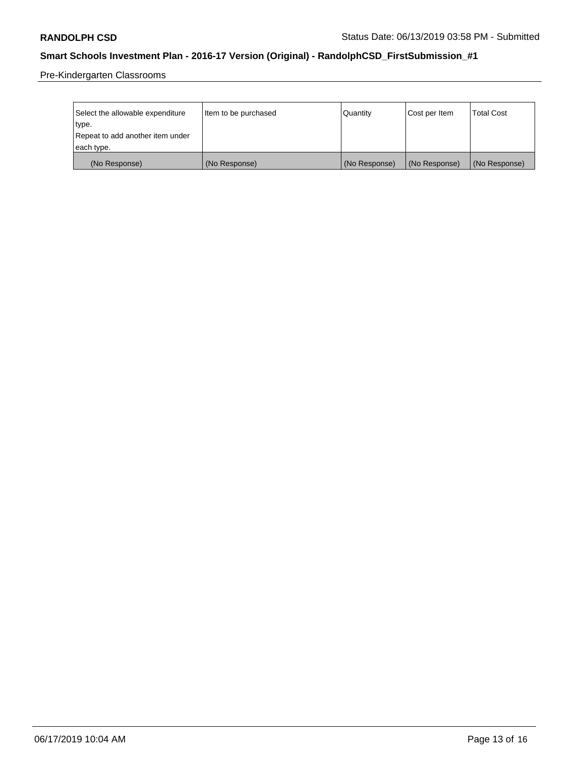Pre-Kindergarten Classrooms

| Select the allowable expenditure type. Repeat to add another item under each type. | Item to be purchased | Quantity | Cost per Item | Total Cost |
|---|---|---|---|---|
| (No Response) | (No Response) | (No Response) | (No Response) | (No Response) |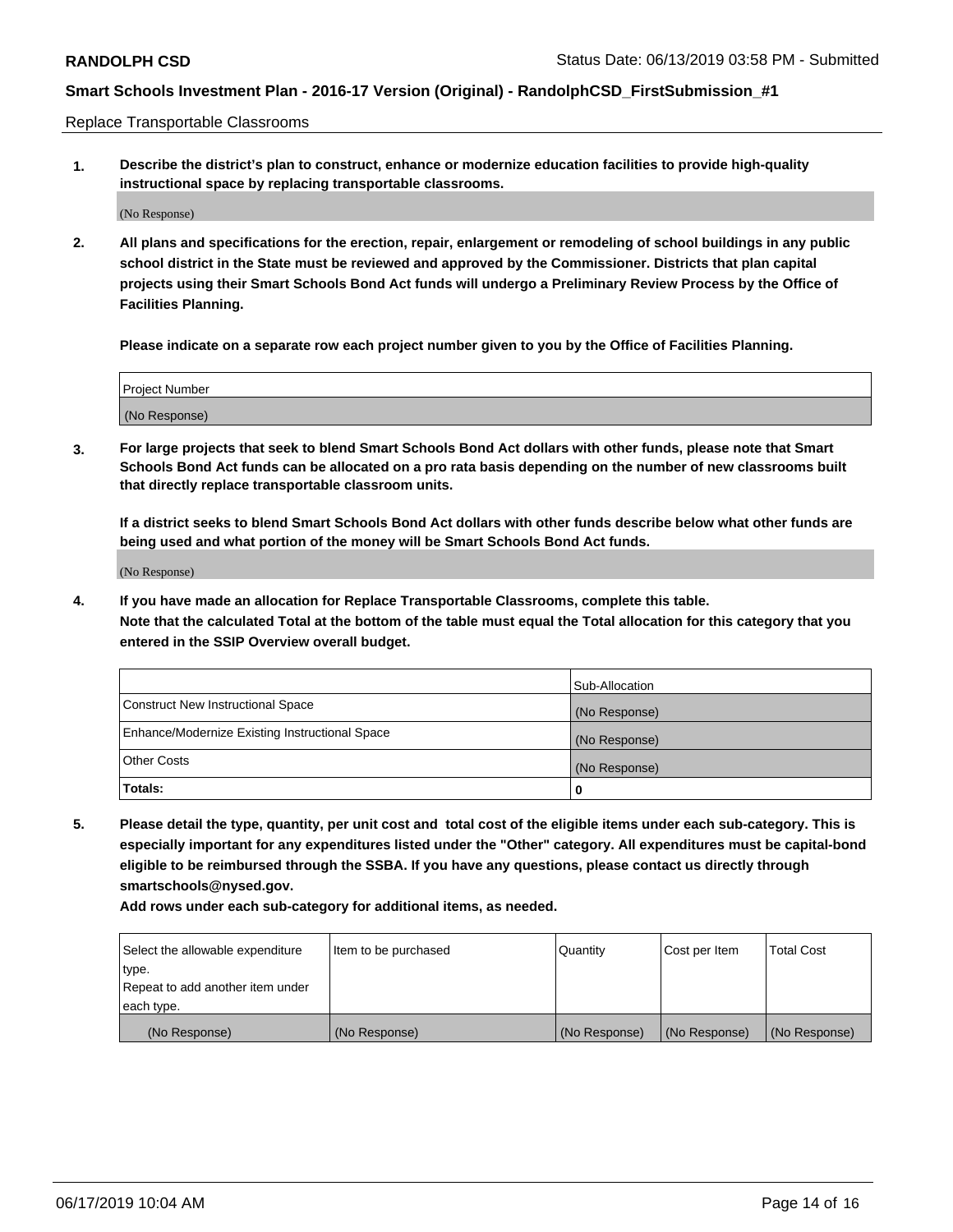Replace Transportable Classrooms

1. **Describe the district's plan to construct, enhance or modernize education facilities to provide high-quality instructional space by replacing transportable classrooms.**

(No Response)

2. **All plans and specifications for the erection, repair, enlargement or remodeling of school buildings in any public school district in the State must be reviewed and approved by the Commissioner. Districts that plan capital projects using their Smart Schools Bond Act funds will undergo a Preliminary Review Process by the Office of Facilities Planning.**

   **Please indicate on a separate row each project number given to you by the Office of Facilities Planning.**

| Project Number |
|---|
| (No Response) |

3. **For large projects that seek to blend Smart Schools Bond Act dollars with other funds, please note that Smart Schools Bond Act funds can be allocated on a pro rata basis depending on the number of new classrooms built that directly replace transportable classroom units.**

   **If a district seeks to blend Smart Schools Bond Act dollars with other funds describe below what other funds are being used and what portion of the money will be Smart Schools Bond Act funds.**

(No Response)

4. **If you have made an allocation for Replace Transportable Classrooms, complete this table.**
   **Note that the calculated Total at the bottom of the table must equal the Total allocation for this category that you entered in the SSIP Overview overall budget.**

| | Sub-Allocation |
|---|---|
| Construct New Instructional Space | (No Response) |
| Enhance/Modernize Existing Instructional Space | (No Response) |
| Other Costs | (No Response) |
| **Totals:** | **0** |

5. **Please detail the type, quantity, per unit cost and total cost of the eligible items under each sub-category. This is especially important for any expenditures listed under the "Other" category. All expenditures must be capital-bond eligible to be reimbursed through the SSBA. If you have any questions, please contact us directly through smartschools@nysed.gov.**

   **Add rows under each sub-category for additional items, as needed.**

| Select the allowable expenditure type. Repeat to add another item under each type. | Item to be purchased | Quantity | Cost per Item | Total Cost |
|---|---|---|---|---|
| (No Response) | (No Response) | (No Response) | (No Response) | (No Response) |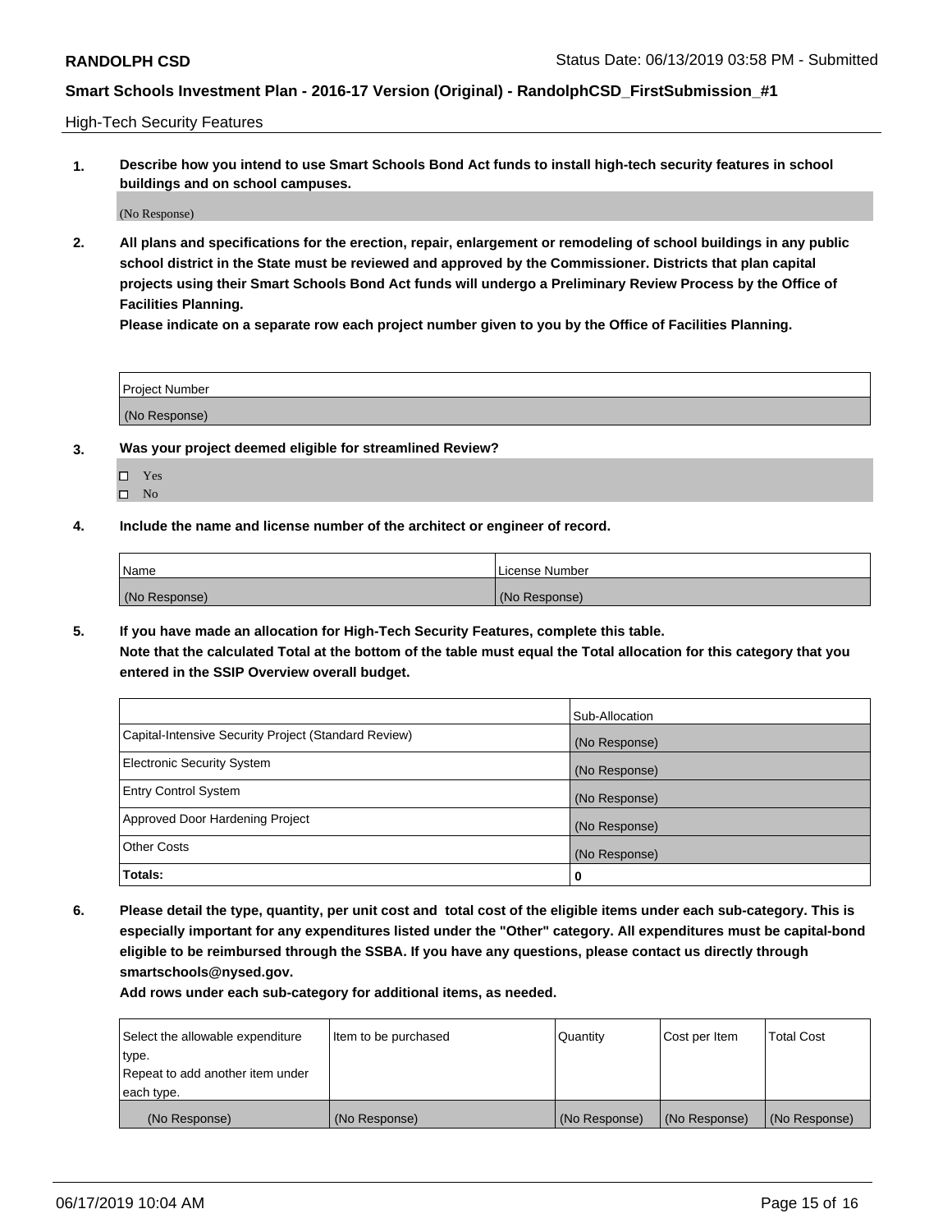High-Tech Security Features

**1. Describe how you intend to use Smart Schools Bond Act funds to install high-tech security features in school buildings and on school campuses.**

(No Response)

**2. All plans and specifications for the erection, repair, enlargement or remodeling of school buildings in any public school district in the State must be reviewed and approved by the Commissioner. Districts that plan capital projects using their Smart Schools Bond Act funds will undergo a Preliminary Review Process by the Office of Facilities Planning.**

**Please indicate on a separate row each project number given to you by the Office of Facilities Planning.**

| Project Number |
|---|
| (No Response) |

**3. Was your project deemed eligible for streamlined Review?**

- ☐ Yes
- ☐ No

**4. Include the name and license number of the architect or engineer of record.**

| Name | License Number |
|---|---|
| (No Response) | (No Response) |

**5. If you have made an allocation for High-Tech Security Features, complete this table.**
**Note that the calculated Total at the bottom of the table must equal the Total allocation for this category that you entered in the SSIP Overview overall budget.**

| | Sub-Allocation |
|---|---|
| Capital-Intensive Security Project (Standard Review) | (No Response) |
| Electronic Security System | (No Response) |
| Entry Control System | (No Response) |
| Approved Door Hardening Project | (No Response) |
| Other Costs | (No Response) |
| **Totals:** | **0** |

**6. Please detail the type, quantity, per unit cost and total cost of the eligible items under each sub-category. This is especially important for any expenditures listed under the "Other" category. All expenditures must be capital-bond eligible to be reimbursed through the SSBA. If you have any questions, please contact us directly through smartschools@nysed.gov.**

**Add rows under each sub-category for additional items, as needed.**

| Select the allowable expenditure type. Repeat to add another item under each type. | Item to be purchased | Quantity | Cost per Item | Total Cost |
|---|---|---|---|---|
| (No Response) | (No Response) | (No Response) | (No Response) | (No Response) |